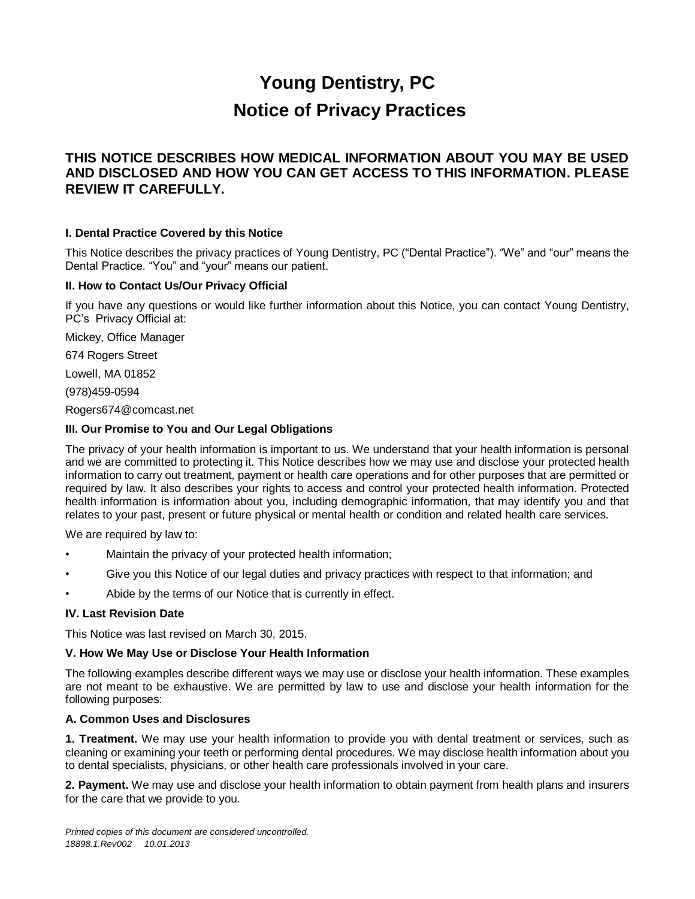# Young Dentistry, PC

# Notice of Privacy Practices

## THIS NOTICE DESCRIBES HOW MEDICAL INFORMATION ABOUT YOU MAY BE USED AND DISCLOSED AND HOW YOU CAN GET ACCESS TO THIS INFORMATION. PLEASE REVIEW IT CAREFULLY.

### I. Dental Practice Covered by this Notice

This Notice describes the privacy practices of Young Dentistry, PC ("Dental Practice"). "We" and "our" means the Dental Practice. "You" and "your" means our patient.

### II. How to Contact Us/Our Privacy Official

If you have any questions or would like further information about this Notice, you can contact Young Dentistry, PC's Privacy Official at:

Mickey, Office Manager

674 Rogers Street

Lowell, MA 01852

(978)459-0594

Rogers674@comcast.net

### III. Our Promise to You and Our Legal Obligations

The privacy of your health information is important to us. We understand that your health information is personal and we are committed to protecting it. This Notice describes how we may use and disclose your protected health information to carry out treatment, payment or health care operations and for other purposes that are permitted or required by law. It also describes your rights to access and control your protected health information. Protected health information is information about you, including demographic information, that may identify you and that relates to your past, present or future physical or mental health or condition and related health care services.

We are required by law to:

- Maintain the privacy of your protected health information;
- Give you this Notice of our legal duties and privacy practices with respect to that information; and
- Abide by the terms of our Notice that is currently in effect.

### IV. Last Revision Date

This Notice was last revised on March 30, 2015.

### V. How We May Use or Disclose Your Health Information

The following examples describe different ways we may use or disclose your health information. These examples are not meant to be exhaustive. We are permitted by law to use and disclose your health information for the following purposes:

### A. Common Uses and Disclosures

**1. Treatment.** We may use your health information to provide you with dental treatment or services, such as cleaning or examining your teeth or performing dental procedures. We may disclose health information about you to dental specialists, physicians, or other health care professionals involved in your care.

**2. Payment.** We may use and disclose your health information to obtain payment from health plans and insurers for the care that we provide to you.

*Printed copies of this document are considered uncontrolled.*
*18898.1.Rev002 10.01.2013*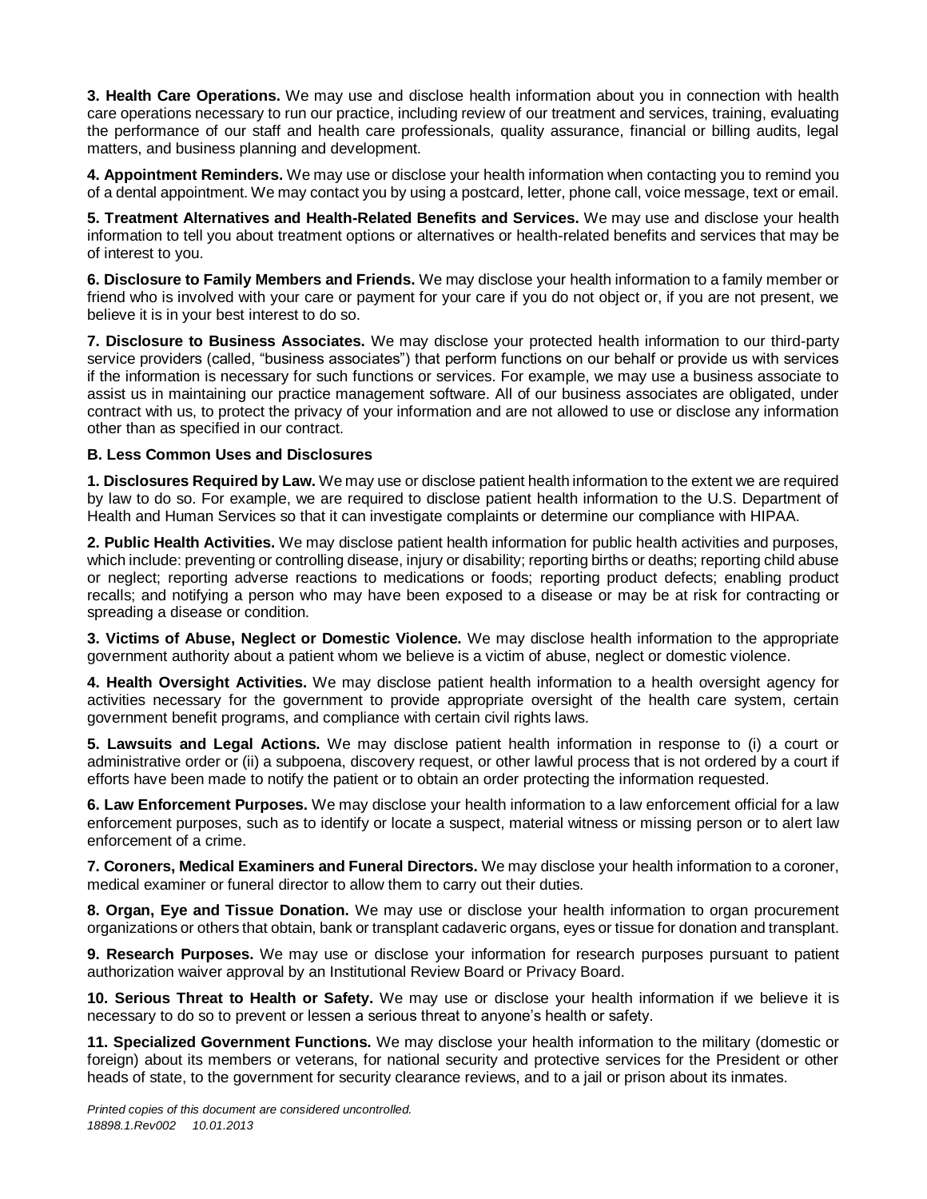**3. Health Care Operations.** We may use and disclose health information about you in connection with health care operations necessary to run our practice, including review of our treatment and services, training, evaluating the performance of our staff and health care professionals, quality assurance, financial or billing audits, legal matters, and business planning and development.

**4. Appointment Reminders.** We may use or disclose your health information when contacting you to remind you of a dental appointment. We may contact you by using a postcard, letter, phone call, voice message, text or email.

**5. Treatment Alternatives and Health-Related Benefits and Services.** We may use and disclose your health information to tell you about treatment options or alternatives or health-related benefits and services that may be of interest to you.

**6. Disclosure to Family Members and Friends.** We may disclose your health information to a family member or friend who is involved with your care or payment for your care if you do not object or, if you are not present, we believe it is in your best interest to do so.

**7. Disclosure to Business Associates.** We may disclose your protected health information to our third-party service providers (called, "business associates") that perform functions on our behalf or provide us with services if the information is necessary for such functions or services. For example, we may use a business associate to assist us in maintaining our practice management software. All of our business associates are obligated, under contract with us, to protect the privacy of your information and are not allowed to use or disclose any information other than as specified in our contract.

**B. Less Common Uses and Disclosures**

**1. Disclosures Required by Law.** We may use or disclose patient health information to the extent we are required by law to do so. For example, we are required to disclose patient health information to the U.S. Department of Health and Human Services so that it can investigate complaints or determine our compliance with HIPAA.

**2. Public Health Activities.** We may disclose patient health information for public health activities and purposes, which include: preventing or controlling disease, injury or disability; reporting births or deaths; reporting child abuse or neglect; reporting adverse reactions to medications or foods; reporting product defects; enabling product recalls; and notifying a person who may have been exposed to a disease or may be at risk for contracting or spreading a disease or condition.

**3. Victims of Abuse, Neglect or Domestic Violence.** We may disclose health information to the appropriate government authority about a patient whom we believe is a victim of abuse, neglect or domestic violence.

**4. Health Oversight Activities.** We may disclose patient health information to a health oversight agency for activities necessary for the government to provide appropriate oversight of the health care system, certain government benefit programs, and compliance with certain civil rights laws.

**5. Lawsuits and Legal Actions.** We may disclose patient health information in response to (i) a court or administrative order or (ii) a subpoena, discovery request, or other lawful process that is not ordered by a court if efforts have been made to notify the patient or to obtain an order protecting the information requested.

**6. Law Enforcement Purposes.** We may disclose your health information to a law enforcement official for a law enforcement purposes, such as to identify or locate a suspect, material witness or missing person or to alert law enforcement of a crime.

**7. Coroners, Medical Examiners and Funeral Directors.** We may disclose your health information to a coroner, medical examiner or funeral director to allow them to carry out their duties.

**8. Organ, Eye and Tissue Donation.** We may use or disclose your health information to organ procurement organizations or others that obtain, bank or transplant cadaveric organs, eyes or tissue for donation and transplant.

**9. Research Purposes.** We may use or disclose your information for research purposes pursuant to patient authorization waiver approval by an Institutional Review Board or Privacy Board.

**10. Serious Threat to Health or Safety.** We may use or disclose your health information if we believe it is necessary to do so to prevent or lessen a serious threat to anyone's health or safety.

**11. Specialized Government Functions.** We may disclose your health information to the military (domestic or foreign) about its members or veterans, for national security and protective services for the President or other heads of state, to the government for security clearance reviews, and to a jail or prison about its inmates.

*Printed copies of this document are considered uncontrolled.*
*18898.1.Rev002 10.01.2013*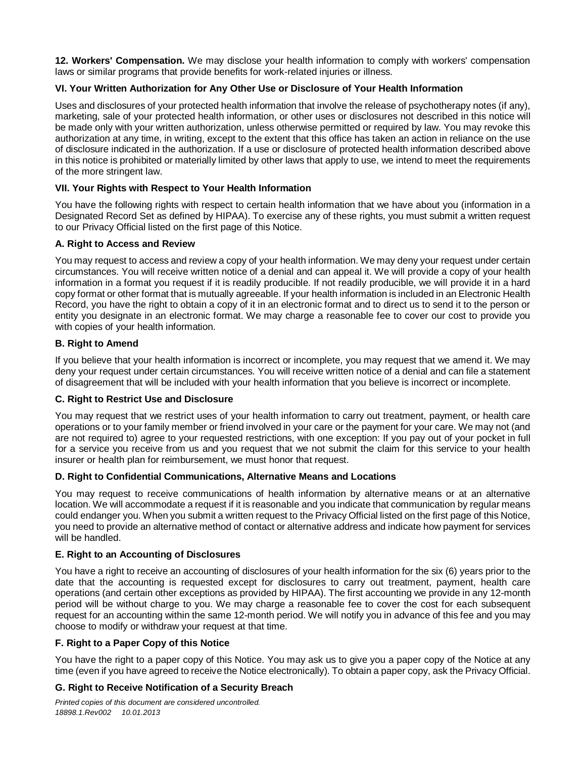**12. Workers' Compensation.** We may disclose your health information to comply with workers' compensation laws or similar programs that provide benefits for work-related injuries or illness.

### VI. Your Written Authorization for Any Other Use or Disclosure of Your Health Information

Uses and disclosures of your protected health information that involve the release of psychotherapy notes (if any), marketing, sale of your protected health information, or other uses or disclosures not described in this notice will be made only with your written authorization, unless otherwise permitted or required by law. You may revoke this authorization at any time, in writing, except to the extent that this office has taken an action in reliance on the use of disclosure indicated in the authorization. If a use or disclosure of protected health information described above in this notice is prohibited or materially limited by other laws that apply to use, we intend to meet the requirements of the more stringent law.

### VII. Your Rights with Respect to Your Health Information

You have the following rights with respect to certain health information that we have about you (information in a Designated Record Set as defined by HIPAA). To exercise any of these rights, you must submit a written request to our Privacy Official listed on the first page of this Notice.

#### A. Right to Access and Review

You may request to access and review a copy of your health information. We may deny your request under certain circumstances. You will receive written notice of a denial and can appeal it. We will provide a copy of your health information in a format you request if it is readily producible. If not readily producible, we will provide it in a hard copy format or other format that is mutually agreeable. If your health information is included in an Electronic Health Record, you have the right to obtain a copy of it in an electronic format and to direct us to send it to the person or entity you designate in an electronic format. We may charge a reasonable fee to cover our cost to provide you with copies of your health information.

#### B. Right to Amend

If you believe that your health information is incorrect or incomplete, you may request that we amend it. We may deny your request under certain circumstances. You will receive written notice of a denial and can file a statement of disagreement that will be included with your health information that you believe is incorrect or incomplete.

#### C. Right to Restrict Use and Disclosure

You may request that we restrict uses of your health information to carry out treatment, payment, or health care operations or to your family member or friend involved in your care or the payment for your care. We may not (and are not required to) agree to your requested restrictions, with one exception: If you pay out of your pocket in full for a service you receive from us and you request that we not submit the claim for this service to your health insurer or health plan for reimbursement, we must honor that request.

#### D. Right to Confidential Communications, Alternative Means and Locations

You may request to receive communications of health information by alternative means or at an alternative location. We will accommodate a request if it is reasonable and you indicate that communication by regular means could endanger you. When you submit a written request to the Privacy Official listed on the first page of this Notice, you need to provide an alternative method of contact or alternative address and indicate how payment for services will be handled.

#### E. Right to an Accounting of Disclosures

You have a right to receive an accounting of disclosures of your health information for the six (6) years prior to the date that the accounting is requested except for disclosures to carry out treatment, payment, health care operations (and certain other exceptions as provided by HIPAA). The first accounting we provide in any 12-month period will be without charge to you. We may charge a reasonable fee to cover the cost for each subsequent request for an accounting within the same 12-month period. We will notify you in advance of this fee and you may choose to modify or withdraw your request at that time.

#### F. Right to a Paper Copy of this Notice

You have the right to a paper copy of this Notice. You may ask us to give you a paper copy of the Notice at any time (even if you have agreed to receive the Notice electronically). To obtain a paper copy, ask the Privacy Official.

#### G. Right to Receive Notification of a Security Breach

*Printed copies of this document are considered uncontrolled.*
*18898.1.Rev002 10.01.2013*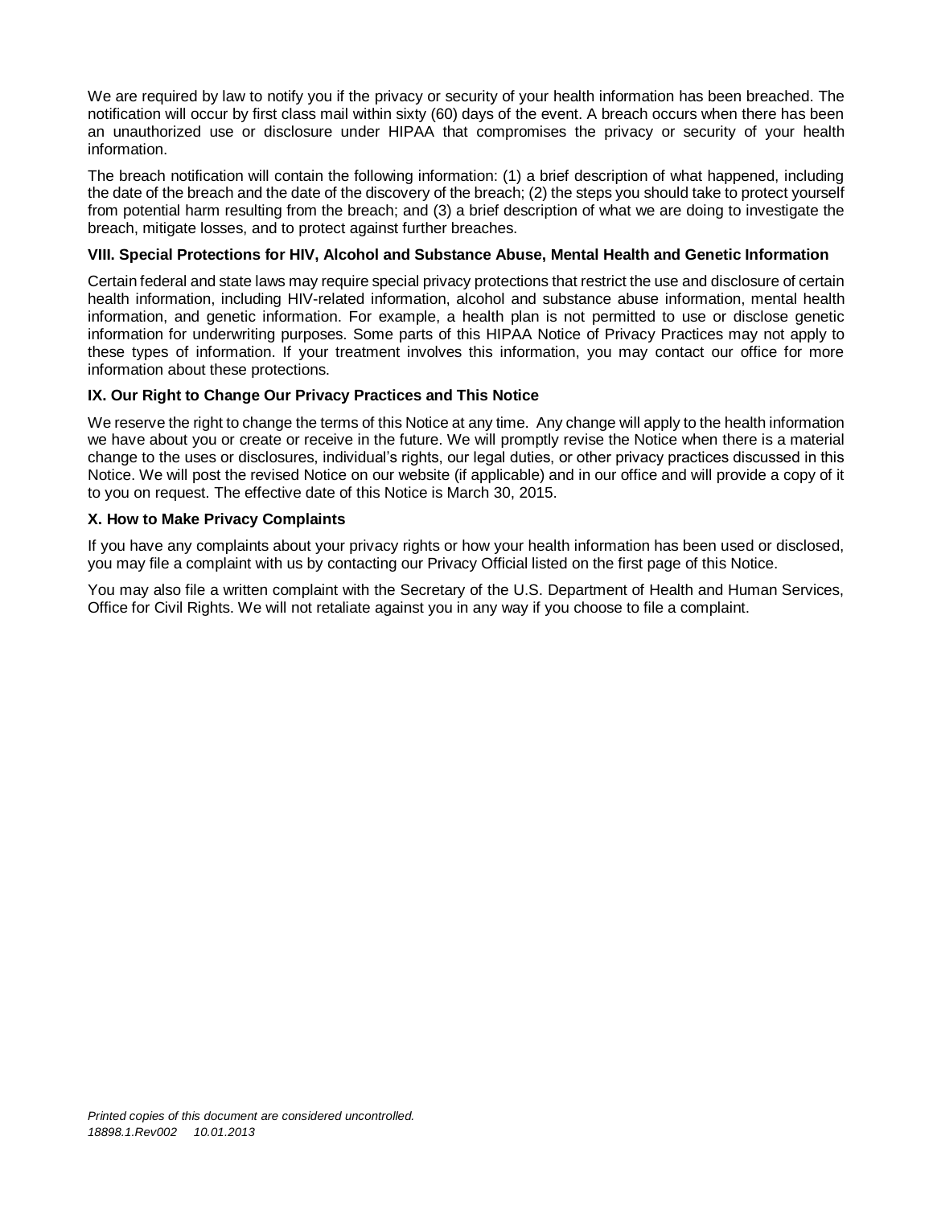We are required by law to notify you if the privacy or security of your health information has been breached. The notification will occur by first class mail within sixty (60) days of the event. A breach occurs when there has been an unauthorized use or disclosure under HIPAA that compromises the privacy or security of your health information.

The breach notification will contain the following information: (1) a brief description of what happened, including the date of the breach and the date of the discovery of the breach; (2) the steps you should take to protect yourself from potential harm resulting from the breach; and (3) a brief description of what we are doing to investigate the breach, mitigate losses, and to protect against further breaches.

### VIII. Special Protections for HIV, Alcohol and Substance Abuse, Mental Health and Genetic Information

Certain federal and state laws may require special privacy protections that restrict the use and disclosure of certain health information, including HIV-related information, alcohol and substance abuse information, mental health information, and genetic information. For example, a health plan is not permitted to use or disclose genetic information for underwriting purposes. Some parts of this HIPAA Notice of Privacy Practices may not apply to these types of information. If your treatment involves this information, you may contact our office for more information about these protections.

### IX. Our Right to Change Our Privacy Practices and This Notice

We reserve the right to change the terms of this Notice at any time. Any change will apply to the health information we have about you or create or receive in the future. We will promptly revise the Notice when there is a material change to the uses or disclosures, individual's rights, our legal duties, or other privacy practices discussed in this Notice. We will post the revised Notice on our website (if applicable) and in our office and will provide a copy of it to you on request. The effective date of this Notice is March 30, 2015.

### X. How to Make Privacy Complaints

If you have any complaints about your privacy rights or how your health information has been used or disclosed, you may file a complaint with us by contacting our Privacy Official listed on the first page of this Notice.

You may also file a written complaint with the Secretary of the U.S. Department of Health and Human Services, Office for Civil Rights. We will not retaliate against you in any way if you choose to file a complaint.

*Printed copies of this document are considered uncontrolled.*
*18898.1.Rev002 10.01.2013*